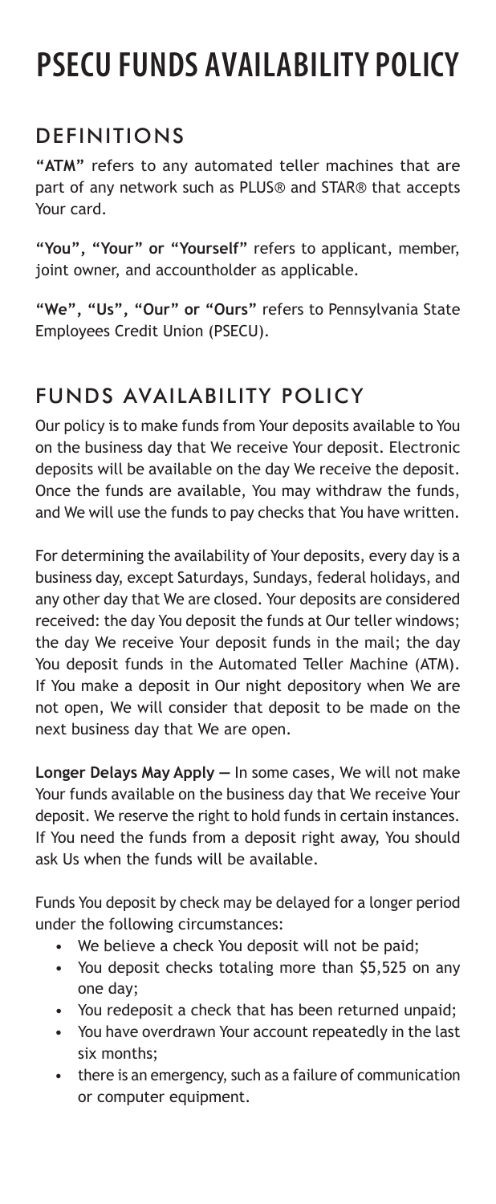# PSECU FUNDS AVAILABILITY POLICY

## DEFINITIONS

**"ATM"** refers to any automated teller machines that are part of any network such as PLUS® and STAR® that accepts Your card.

**"You", "Your" or "Yourself"** refers to applicant, member, joint owner, and accountholder as applicable.

**"We", "Us", "Our" or "Ours"** refers to Pennsylvania State Employees Credit Union (PSECU).

## FUNDS AVAILABILITY POLICY

Our policy is to make funds from Your deposits available to You on the business day that We receive Your deposit. Electronic deposits will be available on the day We receive the deposit. Once the funds are available, You may withdraw the funds, and We will use the funds to pay checks that You have written.

For determining the availability of Your deposits, every day is a business day, except Saturdays, Sundays, federal holidays, and any other day that We are closed. Your deposits are considered received: the day You deposit the funds at Our teller windows; the day We receive Your deposit funds in the mail; the day You deposit funds in the Automated Teller Machine (ATM). If You make a deposit in Our night depository when We are not open, We will consider that deposit to be made on the next business day that We are open.

**Longer Delays May Apply —** In some cases, We will not make Your funds available on the business day that We receive Your deposit. We reserve the right to hold funds in certain instances. If You need the funds from a deposit right away, You should ask Us when the funds will be available.

Funds You deposit by check may be delayed for a longer period under the following circumstances:

- We believe a check You deposit will not be paid;
- You deposit checks totaling more than $5,525 on any one day;
- You redeposit a check that has been returned unpaid;
- You have overdrawn Your account repeatedly in the last six months;
- there is an emergency, such as a failure of communication or computer equipment.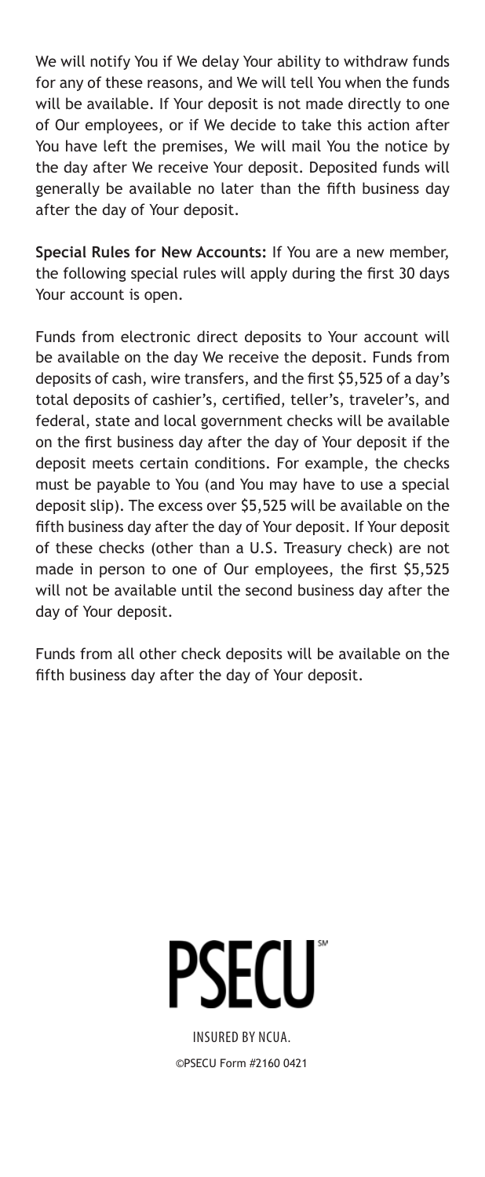We will notify You if We delay Your ability to withdraw funds for any of these reasons, and We will tell You when the funds will be available. If Your deposit is not made directly to one of Our employees, or if We decide to take this action after You have left the premises, We will mail You the notice by the day after We receive Your deposit. Deposited funds will generally be available no later than the fifth business day after the day of Your deposit.

**Special Rules for New Accounts:** If You are a new member, the following special rules will apply during the first 30 days Your account is open.

Funds from electronic direct deposits to Your account will be available on the day We receive the deposit. Funds from deposits of cash, wire transfers, and the first $5,525 of a day's total deposits of cashier's, certified, teller's, traveler's, and federal, state and local government checks will be available on the first business day after the day of Your deposit if the deposit meets certain conditions. For example, the checks must be payable to You (and You may have to use a special deposit slip). The excess over $5,525 will be available on the fifth business day after the day of Your deposit. If Your deposit of these checks (other than a U.S. Treasury check) are not made in person to one of Our employees, the first $5,525 will not be available until the second business day after the day of Your deposit.

Funds from all other check deposits will be available on the fifth business day after the day of Your deposit.

PSECU℠

INSURED BY NCUA.

©PSECU Form #2160 0421